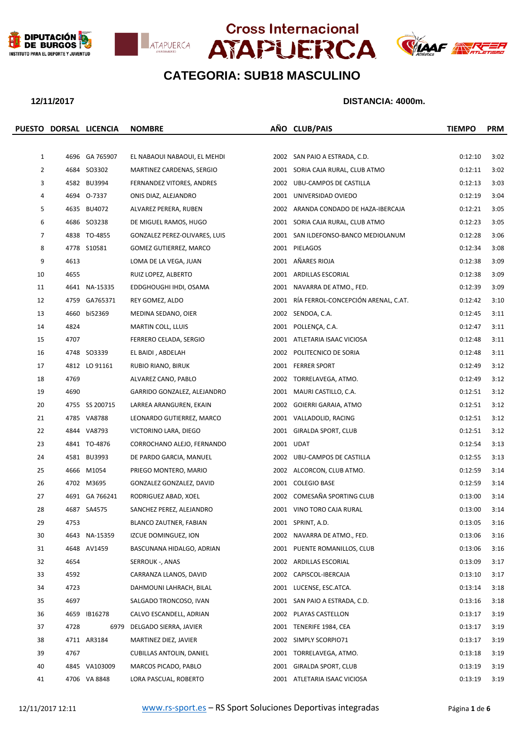# Cross Internacional ATAPUERCA

## CATEGORIA: SUB18 MASCULINO

**12/11/2017** **DISTANCIA: 4000m.**

| PUESTO | DORSAL | LICENCIA | NOMBRE | AÑO | CLUB/PAIS | TIEMPO | PRM |
|---|---|---|---|---|---|---|---|
| 1 | 4696 | GA 765907 | EL NABAOUI NABAOUI, EL MEHDI | 2002 | SAN PAIO A ESTRADA, C.D. | 0:12:10 | 3:02 |
| 2 | 4684 | SO3302 | MARTINEZ CARDENAS, SERGIO | 2001 | SORIA CAJA RURAL, CLUB ATMO | 0:12:11 | 3:02 |
| 3 | 4582 | BU3994 | FERNANDEZ VITORES, ANDRES | 2002 | UBU-CAMPOS DE CASTILLA | 0:12:13 | 3:03 |
| 4 | 4694 | O-7337 | ONIS DIAZ, ALEJANDRO | 2001 | UNIVERSIDAD OVIEDO | 0:12:19 | 3:04 |
| 5 | 4635 | BU4072 | ALVAREZ PERERA, RUBEN | 2002 | ARANDA CONDADO DE HAZA-IBERCAJA | 0:12:21 | 3:05 |
| 6 | 4686 | SO3238 | DE MIGUEL RAMOS, HUGO | 2001 | SORIA CAJA RURAL, CLUB ATMO | 0:12:23 | 3:05 |
| 7 | 4838 | TO-4855 | GONZALEZ PEREZ-OLIVARES, LUIS | 2001 | SAN ILDEFONSO-BANCO MEDIOLANUM | 0:12:28 | 3:06 |
| 8 | 4778 | S10581 | GOMEZ GUTIERREZ, MARCO | 2001 | PIELAGOS | 0:12:34 | 3:08 |
| 9 | 4613 | | LOMA DE LA VEGA, JUAN | 2001 | AÑARES RIOJA | 0:12:38 | 3:09 |
| 10 | 4655 | | RUIZ LOPEZ, ALBERTO | 2001 | ARDILLAS ESCORIAL | 0:12:38 | 3:09 |
| 11 | 4641 | NA-15335 | EDDGHOUGHI IHDI, OSAMA | 2001 | NAVARRA DE ATMO., FED. | 0:12:39 | 3:09 |
| 12 | 4759 | GA765371 | REY GOMEZ, ALDO | 2001 | RÍA FERROL-CONCEPCIÓN ARENAL, C.AT. | 0:12:42 | 3:10 |
| 13 | 4660 | bi52369 | MEDINA SEDANO, OIER | 2002 | SENDOA, C.A. | 0:12:45 | 3:11 |
| 14 | 4824 | | MARTIN COLL, LLUIS | 2001 | POLLENÇA, C.A. | 0:12:47 | 3:11 |
| 15 | 4707 | | FERRERO CELADA, SERGIO | 2001 | ATLETARIA ISAAC VICIOSA | 0:12:48 | 3:11 |
| 16 | 4748 | SO3339 | EL BAIDI , ABDELAH | 2002 | POLITECNICO DE SORIA | 0:12:48 | 3:11 |
| 17 | 4812 | LO 91161 | RUBIO RIANO, BIRUK | 2001 | FERRER SPORT | 0:12:49 | 3:12 |
| 18 | 4769 | | ALVAREZ CANO, PABLO | 2002 | TORRELAVEGA, ATMO. | 0:12:49 | 3:12 |
| 19 | 4690 | | GARRIDO GONZALEZ, ALEJANDRO | 2001 | MAURI CASTILLO, C.A. | 0:12:51 | 3:12 |
| 20 | 4755 | SS 200715 | LARREA ARANGUREN, EKAIN | 2002 | GOIERRI GARAIA, ATMO | 0:12:51 | 3:12 |
| 21 | 4785 | VA8788 | LEONARDO GUTIERREZ, MARCO | 2001 | VALLADOLID, RACING | 0:12:51 | 3:12 |
| 22 | 4844 | VA8793 | VICTORINO LARA, DIEGO | 2001 | GIRALDA SPORT, CLUB | 0:12:51 | 3:12 |
| 23 | 4841 | TO-4876 | CORROCHANO ALEJO, FERNANDO | 2001 | UDAT | 0:12:54 | 3:13 |
| 24 | 4581 | BU3993 | DE PARDO GARCIA, MANUEL | 2002 | UBU-CAMPOS DE CASTILLA | 0:12:55 | 3:13 |
| 25 | 4666 | M1054 | PRIEGO MONTERO, MARIO | 2002 | ALCORCON, CLUB ATMO. | 0:12:59 | 3:14 |
| 26 | 4702 | M3695 | GONZALEZ GONZALEZ, DAVID | 2001 | COLEGIO BASE | 0:12:59 | 3:14 |
| 27 | 4691 | GA 766241 | RODRIGUEZ ABAD, XOEL | 2002 | COMESAÑA SPORTING CLUB | 0:13:00 | 3:14 |
| 28 | 4687 | SA4575 | SANCHEZ PEREZ, ALEJANDRO | 2001 | VINO TORO CAJA RURAL | 0:13:00 | 3:14 |
| 29 | 4753 | | BLANCO ZAUTNER, FABIAN | 2001 | SPRINT, A.D. | 0:13:05 | 3:16 |
| 30 | 4643 | NA-15359 | IZCUE DOMINGUEZ, ION | 2002 | NAVARRA DE ATMO., FED. | 0:13:06 | 3:16 |
| 31 | 4648 | AV1459 | BASCUNANA HIDALGO, ADRIAN | 2001 | PUENTE ROMANILLOS, CLUB | 0:13:06 | 3:16 |
| 32 | 4654 | | SERROUK -, ANAS | 2002 | ARDILLAS ESCORIAL | 0:13:09 | 3:17 |
| 33 | 4592 | | CARRANZA LLANOS, DAVID | 2002 | CAPISCOL-IBERCAJA | 0:13:10 | 3:17 |
| 34 | 4723 | | DAHMOUNI LAHRACH, BILAL | 2001 | LUCENSE, ESC.ATCA. | 0:13:14 | 3:18 |
| 35 | 4697 | | SALGADO TRONCOSO, IVAN | 2001 | SAN PAIO A ESTRADA, C.D. | 0:13:16 | 3:18 |
| 36 | 4659 | IB16278 | CALVO ESCANDELL, ADRIAN | 2002 | PLAYAS CASTELLON | 0:13:17 | 3:19 |
| 37 | 4728 | 6979 | DELGADO SIERRA, JAVIER | 2001 | TENERIFE 1984, CEA | 0:13:17 | 3:19 |
| 38 | 4711 | AR3184 | MARTINEZ DIEZ, JAVIER | 2002 | SIMPLY SCORPIO71 | 0:13:17 | 3:19 |
| 39 | 4767 | | CUBILLAS ANTOLIN, DANIEL | 2001 | TORRELAVEGA, ATMO. | 0:13:18 | 3:19 |
| 40 | 4845 | VA103009 | MARCOS PICADO, PABLO | 2001 | GIRALDA SPORT, CLUB | 0:13:19 | 3:19 |
| 41 | 4706 | VA 8848 | LORA PASCUAL, ROBERTO | 2001 | ATLETARIA ISAAC VICIOSA | 0:13:19 | 3:19 |

12/11/2017 12:11 www.rs-sport.es – RS Sport Soluciones Deportivas integradas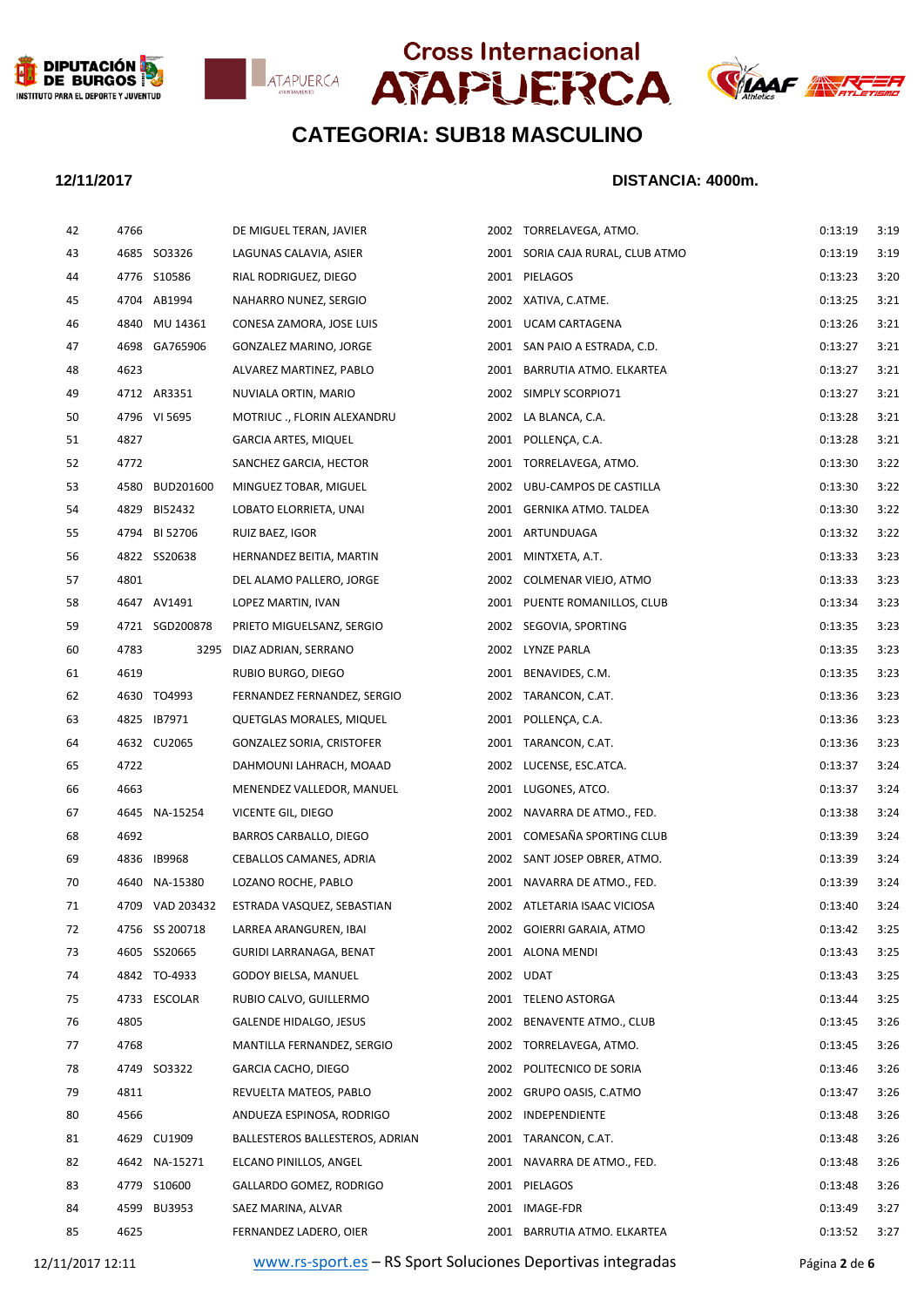# Cross Internacional ATAPUERCA

## CATEGORIA: SUB18 MASCULINO

**12/11/2017** **DISTANCIA: 4000m.**

| | | | | | | | |
|---|---|---|---|---|---|---|---|
| 42 | 4766 | | DE MIGUEL TERAN, JAVIER | 2002 | TORRELAVEGA, ATMO. | 0:13:19 | 3:19 |
| 43 | 4685 | SO3326 | LAGUNAS CALAVIA, ASIER | 2001 | SORIA CAJA RURAL, CLUB ATMO | 0:13:19 | 3:19 |
| 44 | 4776 | S10586 | RIAL RODRIGUEZ, DIEGO | 2001 | PIELAGOS | 0:13:23 | 3:20 |
| 45 | 4704 | AB1994 | NAHARRO NUNEZ, SERGIO | 2002 | XATIVA, C.ATME. | 0:13:25 | 3:21 |
| 46 | 4840 | MU 14361 | CONESA ZAMORA, JOSE LUIS | 2001 | UCAM CARTAGENA | 0:13:26 | 3:21 |
| 47 | 4698 | GA765906 | GONZALEZ MARINO, JORGE | 2001 | SAN PAIO A ESTRADA, C.D. | 0:13:27 | 3:21 |
| 48 | 4623 | | ALVAREZ MARTINEZ, PABLO | 2001 | BARRUTIA ATMO. ELKARTEA | 0:13:27 | 3:21 |
| 49 | 4712 | AR3351 | NUVIALA ORTIN, MARIO | 2002 | SIMPLY SCORPIO71 | 0:13:27 | 3:21 |
| 50 | 4796 | VI 5695 | MOTRIUC ., FLORIN ALEXANDRU | 2002 | LA BLANCA, C.A. | 0:13:28 | 3:21 |
| 51 | 4827 | | GARCIA ARTES, MIQUEL | 2001 | POLLENÇA, C.A. | 0:13:28 | 3:21 |
| 52 | 4772 | | SANCHEZ GARCIA, HECTOR | 2001 | TORRELAVEGA, ATMO. | 0:13:30 | 3:22 |
| 53 | 4580 | BUD201600 | MINGUEZ TOBAR, MIGUEL | 2002 | UBU-CAMPOS DE CASTILLA | 0:13:30 | 3:22 |
| 54 | 4829 | BI52432 | LOBATO ELORRIETA, UNAI | 2001 | GERNIKA ATMO. TALDEA | 0:13:30 | 3:22 |
| 55 | 4794 | BI 52706 | RUIZ BAEZ, IGOR | 2001 | ARTUNDUAGA | 0:13:32 | 3:22 |
| 56 | 4822 | SS20638 | HERNANDEZ BEITIA, MARTIN | 2001 | MINTXETA, A.T. | 0:13:33 | 3:23 |
| 57 | 4801 | | DEL ALAMO PALLERO, JORGE | 2002 | COLMENAR VIEJO, ATMO | 0:13:33 | 3:23 |
| 58 | 4647 | AV1491 | LOPEZ MARTIN, IVAN | 2001 | PUENTE ROMANILLOS, CLUB | 0:13:34 | 3:23 |
| 59 | 4721 | SGD200878 | PRIETO MIGUELSANZ, SERGIO | 2002 | SEGOVIA, SPORTING | 0:13:35 | 3:23 |
| 60 | 4783 | 3295 | DIAZ ADRIAN, SERRANO | 2002 | LYNZE PARLA | 0:13:35 | 3:23 |
| 61 | 4619 | | RUBIO BURGO, DIEGO | 2001 | BENAVIDES, C.M. | 0:13:35 | 3:23 |
| 62 | 4630 | TO4993 | FERNANDEZ FERNANDEZ, SERGIO | 2002 | TARANCON, C.AT. | 0:13:36 | 3:23 |
| 63 | 4825 | IB7971 | QUETGLAS MORALES, MIQUEL | 2001 | POLLENÇA, C.A. | 0:13:36 | 3:23 |
| 64 | 4632 | CU2065 | GONZALEZ SORIA, CRISTOFER | 2001 | TARANCON, C.AT. | 0:13:36 | 3:23 |
| 65 | 4722 | | DAHMOUNI LAHRACH, MOAAD | 2002 | LUCENSE, ESC.ATCA. | 0:13:37 | 3:24 |
| 66 | 4663 | | MENENDEZ VALLEDOR, MANUEL | 2001 | LUGONES, ATCO. | 0:13:37 | 3:24 |
| 67 | 4645 | NA-15254 | VICENTE GIL, DIEGO | 2002 | NAVARRA DE ATMO., FED. | 0:13:38 | 3:24 |
| 68 | 4692 | | BARROS CARBALLO, DIEGO | 2001 | COMESAÑA SPORTING CLUB | 0:13:39 | 3:24 |
| 69 | 4836 | IB9968 | CEBALLOS CAMANES, ADRIA | 2002 | SANT JOSEP OBRER, ATMO. | 0:13:39 | 3:24 |
| 70 | 4640 | NA-15380 | LOZANO ROCHE, PABLO | 2001 | NAVARRA DE ATMO., FED. | 0:13:39 | 3:24 |
| 71 | 4709 | VAD 203432 | ESTRADA VASQUEZ, SEBASTIAN | 2002 | ATLETARIA ISAAC VICIOSA | 0:13:40 | 3:24 |
| 72 | 4756 | SS 200718 | LARREA ARANGUREN, IBAI | 2002 | GOIERRI GARAIA, ATMO | 0:13:42 | 3:25 |
| 73 | 4605 | SS20665 | GURIDI LARRANAGA, BENAT | 2001 | ALONA MENDI | 0:13:43 | 3:25 |
| 74 | 4842 | TO-4933 | GODOY BIELSA, MANUEL | 2002 | UDAT | 0:13:43 | 3:25 |
| 75 | 4733 | ESCOLAR | RUBIO CALVO, GUILLERMO | 2001 | TELENO ASTORGA | 0:13:44 | 3:25 |
| 76 | 4805 | | GALENDE HIDALGO, JESUS | 2002 | BENAVENTE ATMO., CLUB | 0:13:45 | 3:26 |
| 77 | 4768 | | MANTILLA FERNANDEZ, SERGIO | 2002 | TORRELAVEGA, ATMO. | 0:13:45 | 3:26 |
| 78 | 4749 | SO3322 | GARCIA CACHO, DIEGO | 2002 | POLITECNICO DE SORIA | 0:13:46 | 3:26 |
| 79 | 4811 | | REVUELTA MATEOS, PABLO | 2002 | GRUPO OASIS, C.ATMO | 0:13:47 | 3:26 |
| 80 | 4566 | | ANDUEZA ESPINOSA, RODRIGO | 2002 | INDEPENDIENTE | 0:13:48 | 3:26 |
| 81 | 4629 | CU1909 | BALLESTEROS BALLESTEROS, ADRIAN | 2001 | TARANCON, C.AT. | 0:13:48 | 3:26 |
| 82 | 4642 | NA-15271 | ELCANO PINILLOS, ANGEL | 2001 | NAVARRA DE ATMO., FED. | 0:13:48 | 3:26 |
| 83 | 4779 | S10600 | GALLARDO GOMEZ, RODRIGO | 2001 | PIELAGOS | 0:13:48 | 3:26 |
| 84 | 4599 | BU3953 | SAEZ MARINA, ALVAR | 2001 | IMAGE-FDR | 0:13:49 | 3:27 |
| 85 | 4625 | | FERNANDEZ LADERO, OIER | 2001 | BARRUTIA ATMO. ELKARTEA | 0:13:52 | 3:27 |

12/11/2017 12:11 www.rs-sport.es – RS Sport Soluciones Deportivas integradas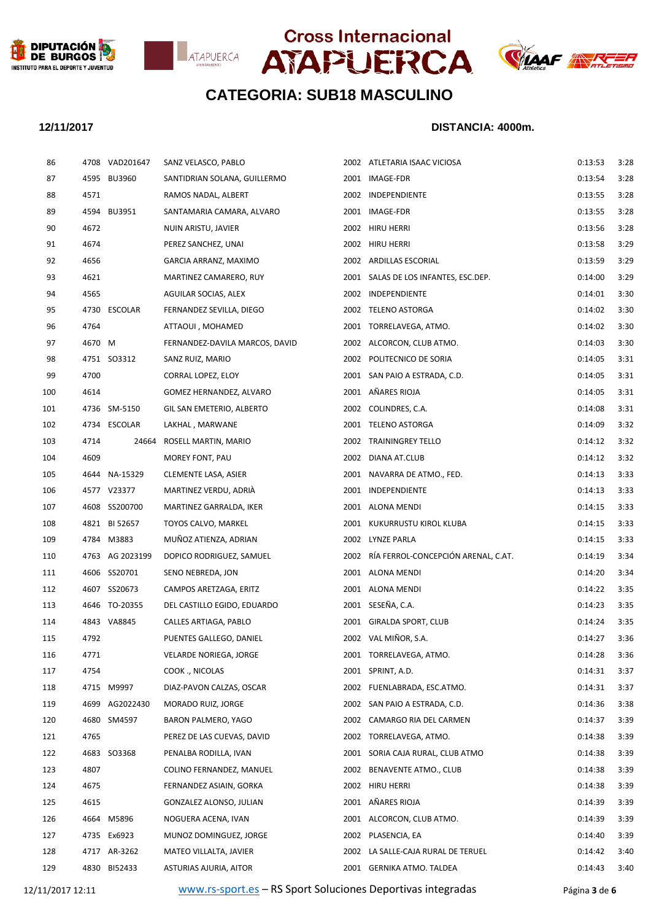# Cross Internacional ATAPUERCA

## CATEGORIA: SUB18 MASCULINO

**12/11/2017** **DISTANCIA: 4000m.**

| | | | | | | | |
|---|---|---|---|---|---|---|---|
| 86 | 4708 | VAD201647 | SANZ VELASCO, PABLO | 2002 | ATLETARIA ISAAC VICIOSA | 0:13:53 | 3:28 |
| 87 | 4595 | BU3960 | SANTIDRIAN SOLANA, GUILLERMO | 2001 | IMAGE-FDR | 0:13:54 | 3:28 |
| 88 | 4571 | | RAMOS NADAL, ALBERT | 2002 | INDEPENDIENTE | 0:13:55 | 3:28 |
| 89 | 4594 | BU3951 | SANTAMARIA CAMARA, ALVARO | 2001 | IMAGE-FDR | 0:13:55 | 3:28 |
| 90 | 4672 | | NUIN ARISTU, JAVIER | 2002 | HIRU HERRI | 0:13:56 | 3:28 |
| 91 | 4674 | | PEREZ SANCHEZ, UNAI | 2002 | HIRU HERRI | 0:13:58 | 3:29 |
| 92 | 4656 | | GARCIA ARRANZ, MAXIMO | 2002 | ARDILLAS ESCORIAL | 0:13:59 | 3:29 |
| 93 | 4621 | | MARTINEZ CAMARERO, RUY | 2001 | SALAS DE LOS INFANTES, ESC.DEP. | 0:14:00 | 3:29 |
| 94 | 4565 | | AGUILAR SOCIAS, ALEX | 2002 | INDEPENDIENTE | 0:14:01 | 3:30 |
| 95 | 4730 | ESCOLAR | FERNANDEZ SEVILLA, DIEGO | 2002 | TELENO ASTORGA | 0:14:02 | 3:30 |
| 96 | 4764 | | ATTAOUI , MOHAMED | 2001 | TORRELAVEGA, ATMO. | 0:14:02 | 3:30 |
| 97 | 4670 | M | FERNANDEZ-DAVILA MARCOS, DAVID | 2002 | ALCORCON, CLUB ATMO. | 0:14:03 | 3:30 |
| 98 | 4751 | SO3312 | SANZ RUIZ, MARIO | 2002 | POLITECNICO DE SORIA | 0:14:05 | 3:31 |
| 99 | 4700 | | CORRAL LOPEZ, ELOY | 2001 | SAN PAIO A ESTRADA, C.D. | 0:14:05 | 3:31 |
| 100 | 4614 | | GOMEZ HERNANDEZ, ALVARO | 2001 | AÑARES RIOJA | 0:14:05 | 3:31 |
| 101 | 4736 | SM-5150 | GIL SAN EMETERIO, ALBERTO | 2002 | COLINDRES, C.A. | 0:14:08 | 3:31 |
| 102 | 4734 | ESCOLAR | LAKHAL , MARWANE | 2001 | TELENO ASTORGA | 0:14:09 | 3:32 |
| 103 | 4714 | 24664 | ROSELL MARTIN, MARIO | 2002 | TRAININGREY TELLO | 0:14:12 | 3:32 |
| 104 | 4609 | | MOREY FONT, PAU | 2002 | DIANA AT.CLUB | 0:14:12 | 3:32 |
| 105 | 4644 | NA-15329 | CLEMENTE LASA, ASIER | 2001 | NAVARRA DE ATMO., FED. | 0:14:13 | 3:33 |
| 106 | 4577 | V23377 | MARTINEZ VERDU, ADRIÀ | 2001 | INDEPENDIENTE | 0:14:13 | 3:33 |
| 107 | 4608 | SS200700 | MARTINEZ GARRALDA, IKER | 2001 | ALONA MENDI | 0:14:15 | 3:33 |
| 108 | 4821 | BI 52657 | TOYOS CALVO, MARKEL | 2001 | KUKURRUSTU KIROL KLUBA | 0:14:15 | 3:33 |
| 109 | 4784 | M3883 | MUÑOZ ATIENZA, ADRIAN | 2002 | LYNZE PARLA | 0:14:15 | 3:33 |
| 110 | 4763 | AG 2023199 | DOPICO RODRIGUEZ, SAMUEL | 2002 | RÍA FERROL-CONCEPCIÓN ARENAL, C.AT. | 0:14:19 | 3:34 |
| 111 | 4606 | SS20701 | SENO NEBREDA, JON | 2001 | ALONA MENDI | 0:14:20 | 3:34 |
| 112 | 4607 | SS20673 | CAMPOS ARETZAGA, ERITZ | 2001 | ALONA MENDI | 0:14:22 | 3:35 |
| 113 | 4646 | TO-20355 | DEL CASTILLO EGIDO, EDUARDO | 2001 | SESEÑA, C.A. | 0:14:23 | 3:35 |
| 114 | 4843 | VA8845 | CALLES ARTIAGA, PABLO | 2001 | GIRALDA SPORT, CLUB | 0:14:24 | 3:35 |
| 115 | 4792 | | PUENTES GALLEGO, DANIEL | 2002 | VAL MIÑOR, S.A. | 0:14:27 | 3:36 |
| 116 | 4771 | | VELARDE NORIEGA, JORGE | 2001 | TORRELAVEGA, ATMO. | 0:14:28 | 3:36 |
| 117 | 4754 | | COOK ., NICOLAS | 2001 | SPRINT, A.D. | 0:14:31 | 3:37 |
| 118 | 4715 | M9997 | DIAZ-PAVON CALZAS, OSCAR | 2002 | FUENLABRADA, ESC.ATMO. | 0:14:31 | 3:37 |
| 119 | 4699 | AG2022430 | MORADO RUIZ, JORGE | 2002 | SAN PAIO A ESTRADA, C.D. | 0:14:36 | 3:38 |
| 120 | 4680 | SM4597 | BARON PALMERO, YAGO | 2002 | CAMARGO RIA DEL CARMEN | 0:14:37 | 3:39 |
| 121 | 4765 | | PEREZ DE LAS CUEVAS, DAVID | 2002 | TORRELAVEGA, ATMO. | 0:14:38 | 3:39 |
| 122 | 4683 | SO3368 | PENALBA RODILLA, IVAN | 2001 | SORIA CAJA RURAL, CLUB ATMO | 0:14:38 | 3:39 |
| 123 | 4807 | | COLINO FERNANDEZ, MANUEL | 2002 | BENAVENTE ATMO., CLUB | 0:14:38 | 3:39 |
| 124 | 4675 | | FERNANDEZ ASIAIN, GORKA | 2002 | HIRU HERRI | 0:14:38 | 3:39 |
| 125 | 4615 | | GONZALEZ ALONSO, JULIAN | 2001 | AÑARES RIOJA | 0:14:39 | 3:39 |
| 126 | 4664 | M5896 | NOGUERA ACENA, IVAN | 2001 | ALCORCON, CLUB ATMO. | 0:14:39 | 3:39 |
| 127 | 4735 | Ex6923 | MUNOZ DOMINGUEZ, JORGE | 2002 | PLASENCIA, EA | 0:14:40 | 3:39 |
| 128 | 4717 | AR-3262 | MATEO VILLALTA, JAVIER | 2002 | LA SALLE-CAJA RURAL DE TERUEL | 0:14:42 | 3:40 |
| 129 | 4830 | BI52433 | ASTURIAS AJURIA, AITOR | 2001 | GERNIKA ATMO. TALDEA | 0:14:43 | 3:40 |

12/11/2017 12:11 www.rs-sport.es – RS Sport Soluciones Deportivas integradas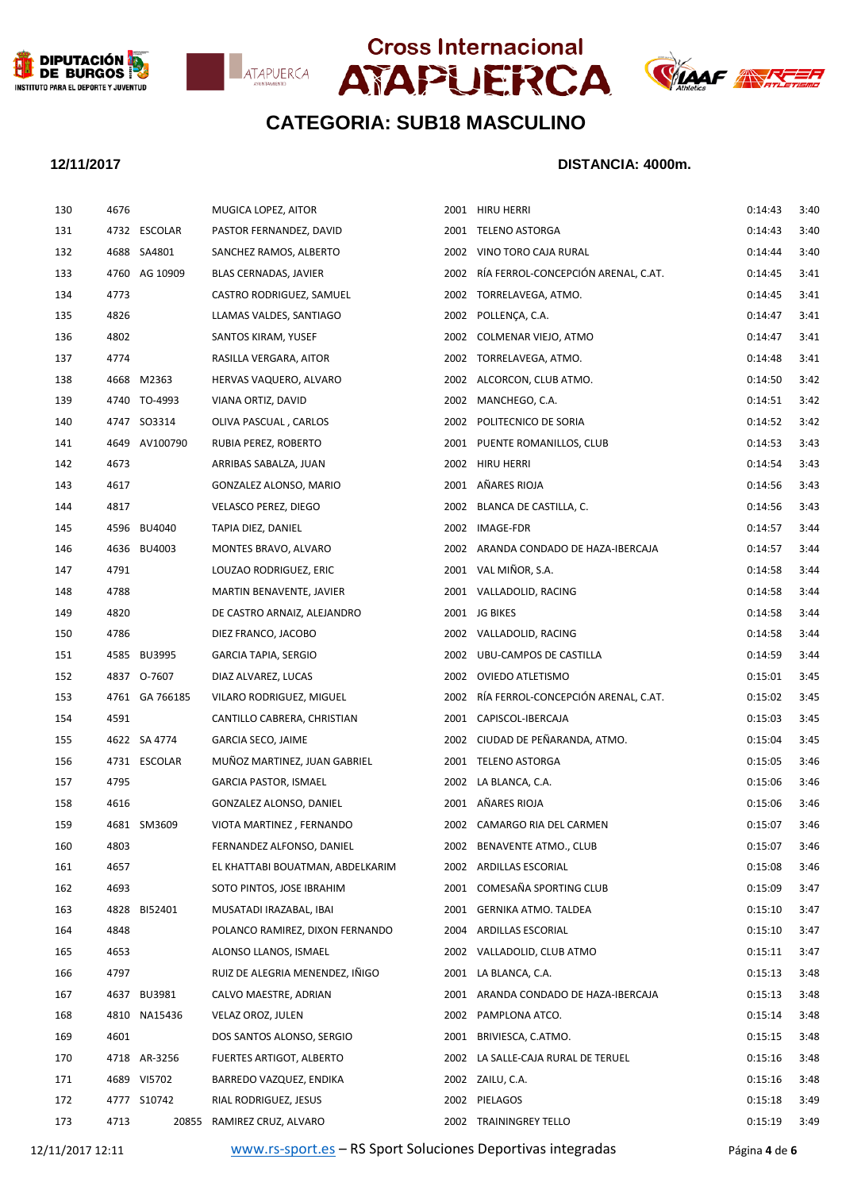# Cross Internacional ATAPUERCA

## CATEGORIA: SUB18 MASCULINO

**12/11/2017** **DISTANCIA: 4000m.**

| | | | | | | | |
|---|---|---|---|---|---|---|---|
| 130 | 4676 | | MUGICA LOPEZ, AITOR | 2001 | HIRU HERRI | 0:14:43 | 3:40 |
| 131 | 4732 | ESCOLAR | PASTOR FERNANDEZ, DAVID | 2001 | TELENO ASTORGA | 0:14:43 | 3:40 |
| 132 | 4688 | SA4801 | SANCHEZ RAMOS, ALBERTO | 2002 | VINO TORO CAJA RURAL | 0:14:44 | 3:40 |
| 133 | 4760 | AG 10909 | BLAS CERNADAS, JAVIER | 2002 | RÍA FERROL-CONCEPCIÓN ARENAL, C.AT. | 0:14:45 | 3:41 |
| 134 | 4773 | | CASTRO RODRIGUEZ, SAMUEL | 2002 | TORRELAVEGA, ATMO. | 0:14:45 | 3:41 |
| 135 | 4826 | | LLAMAS VALDES, SANTIAGO | 2002 | POLLENÇA, C.A. | 0:14:47 | 3:41 |
| 136 | 4802 | | SANTOS KIRAM, YUSEF | 2002 | COLMENAR VIEJO, ATMO | 0:14:47 | 3:41 |
| 137 | 4774 | | RASILLA VERGARA, AITOR | 2002 | TORRELAVEGA, ATMO. | 0:14:48 | 3:41 |
| 138 | 4668 | M2363 | HERVAS VAQUERO, ALVARO | 2002 | ALCORCON, CLUB ATMO. | 0:14:50 | 3:42 |
| 139 | 4740 | TO-4993 | VIANA ORTIZ, DAVID | 2002 | MANCHEGO, C.A. | 0:14:51 | 3:42 |
| 140 | 4747 | SO3314 | OLIVA PASCUAL , CARLOS | 2002 | POLITECNICO DE SORIA | 0:14:52 | 3:42 |
| 141 | 4649 | AV100790 | RUBIA PEREZ, ROBERTO | 2001 | PUENTE ROMANILLOS, CLUB | 0:14:53 | 3:43 |
| 142 | 4673 | | ARRIBAS SABALZA, JUAN | 2002 | HIRU HERRI | 0:14:54 | 3:43 |
| 143 | 4617 | | GONZALEZ ALONSO, MARIO | 2001 | AÑARES RIOJA | 0:14:56 | 3:43 |
| 144 | 4817 | | VELASCO PEREZ, DIEGO | 2002 | BLANCA DE CASTILLA, C. | 0:14:56 | 3:43 |
| 145 | 4596 | BU4040 | TAPIA DIEZ, DANIEL | 2002 | IMAGE-FDR | 0:14:57 | 3:44 |
| 146 | 4636 | BU4003 | MONTES BRAVO, ALVARO | 2002 | ARANDA CONDADO DE HAZA-IBERCAJA | 0:14:57 | 3:44 |
| 147 | 4791 | | LOUZAO RODRIGUEZ, ERIC | 2001 | VAL MIÑOR, S.A. | 0:14:58 | 3:44 |
| 148 | 4788 | | MARTIN BENAVENTE, JAVIER | 2001 | VALLADOLID, RACING | 0:14:58 | 3:44 |
| 149 | 4820 | | DE CASTRO ARNAIZ, ALEJANDRO | 2001 | JG BIKES | 0:14:58 | 3:44 |
| 150 | 4786 | | DIEZ FRANCO, JACOBO | 2002 | VALLADOLID, RACING | 0:14:58 | 3:44 |
| 151 | 4585 | BU3995 | GARCIA TAPIA, SERGIO | 2002 | UBU-CAMPOS DE CASTILLA | 0:14:59 | 3:44 |
| 152 | 4837 | O-7607 | DIAZ ALVAREZ, LUCAS | 2002 | OVIEDO ATLETISMO | 0:15:01 | 3:45 |
| 153 | 4761 | GA 766185 | VILARO RODRIGUEZ, MIGUEL | 2002 | RÍA FERROL-CONCEPCIÓN ARENAL, C.AT. | 0:15:02 | 3:45 |
| 154 | 4591 | | CANTILLO CABRERA, CHRISTIAN | 2001 | CAPISCOL-IBERCAJA | 0:15:03 | 3:45 |
| 155 | 4622 | SA 4774 | GARCIA SECO, JAIME | 2002 | CIUDAD DE PEÑARANDA, ATMO. | 0:15:04 | 3:45 |
| 156 | 4731 | ESCOLAR | MUÑOZ MARTINEZ, JUAN GABRIEL | 2001 | TELENO ASTORGA | 0:15:05 | 3:46 |
| 157 | 4795 | | GARCIA PASTOR, ISMAEL | 2002 | LA BLANCA, C.A. | 0:15:06 | 3:46 |
| 158 | 4616 | | GONZALEZ ALONSO, DANIEL | 2001 | AÑARES RIOJA | 0:15:06 | 3:46 |
| 159 | 4681 | SM3609 | VIOTA MARTINEZ , FERNANDO | 2002 | CAMARGO RIA DEL CARMEN | 0:15:07 | 3:46 |
| 160 | 4803 | | FERNANDEZ ALFONSO, DANIEL | 2002 | BENAVENTE ATMO., CLUB | 0:15:07 | 3:46 |
| 161 | 4657 | | EL KHATTABI BOUATMAN, ABDELKARIM | 2002 | ARDILLAS ESCORIAL | 0:15:08 | 3:46 |
| 162 | 4693 | | SOTO PINTOS, JOSE IBRAHIM | 2001 | COMESAÑA SPORTING CLUB | 0:15:09 | 3:47 |
| 163 | 4828 | BI52401 | MUSATADI IRAZABAL, IBAI | 2001 | GERNIKA ATMO. TALDEA | 0:15:10 | 3:47 |
| 164 | 4848 | | POLANCO RAMIREZ, DIXON FERNANDO | 2004 | ARDILLAS ESCORIAL | 0:15:10 | 3:47 |
| 165 | 4653 | | ALONSO LLANOS, ISMAEL | 2002 | VALLADOLID, CLUB ATMO | 0:15:11 | 3:47 |
| 166 | 4797 | | RUIZ DE ALEGRIA MENENDEZ, IÑIGO | 2001 | LA BLANCA, C.A. | 0:15:13 | 3:48 |
| 167 | 4637 | BU3981 | CALVO MAESTRE, ADRIAN | 2001 | ARANDA CONDADO DE HAZA-IBERCAJA | 0:15:13 | 3:48 |
| 168 | 4810 | NA15436 | VELAZ OROZ, JULEN | 2002 | PAMPLONA ATCO. | 0:15:14 | 3:48 |
| 169 | 4601 | | DOS SANTOS ALONSO, SERGIO | 2001 | BRIVIESCA, C.ATMO. | 0:15:15 | 3:48 |
| 170 | 4718 | AR-3256 | FUERTES ARTIGOT, ALBERTO | 2002 | LA SALLE-CAJA RURAL DE TERUEL | 0:15:16 | 3:48 |
| 171 | 4689 | VI5702 | BARREDO VAZQUEZ, ENDIKA | 2002 | ZAILU, C.A. | 0:15:16 | 3:48 |
| 172 | 4777 | S10742 | RIAL RODRIGUEZ, JESUS | 2002 | PIELAGOS | 0:15:18 | 3:49 |
| 173 | 4713 | 20855 | RAMIREZ CRUZ, ALVARO | 2002 | TRAININGREY TELLO | 0:15:19 | 3:49 |

12/11/2017 12:11 www.rs-sport.es – RS Sport Soluciones Deportivas integradas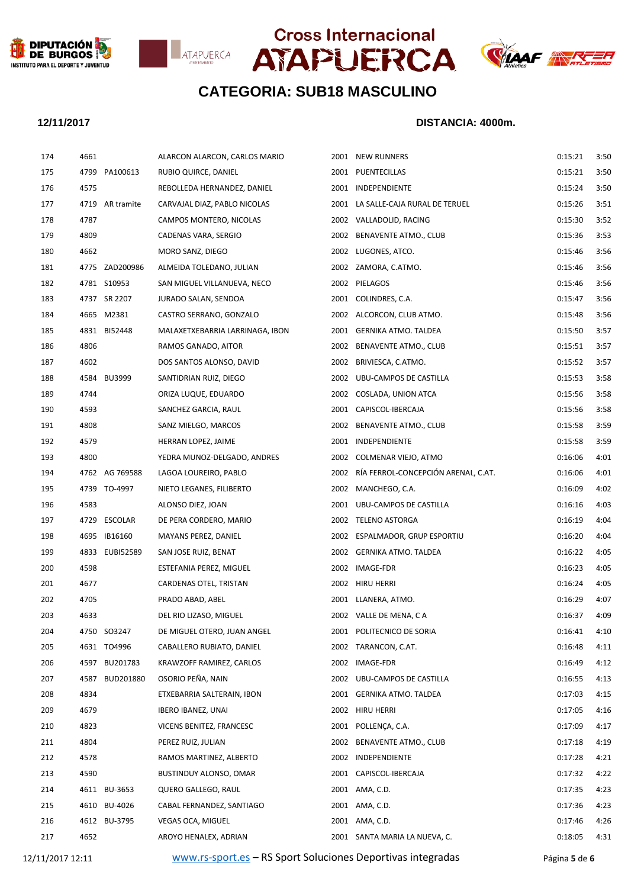# Cross Internacional ATAPUERCA

## CATEGORIA: SUB18 MASCULINO

**12/11/2017** **DISTANCIA: 4000m.**

| | | | | | | | |
|---|---|---|---|---|---|---|---|
| 174 | 4661 | | ALARCON ALARCON, CARLOS MARIO | 2001 | NEW RUNNERS | 0:15:21 | 3:50 |
| 175 | 4799 | PA100613 | RUBIO QUIRCE, DANIEL | 2001 | PUENTECILLAS | 0:15:21 | 3:50 |
| 176 | 4575 | | REBOLLEDA HERNANDEZ, DANIEL | 2001 | INDEPENDIENTE | 0:15:24 | 3:50 |
| 177 | 4719 | AR tramite | CARVAJAL DIAZ, PABLO NICOLAS | 2001 | LA SALLE-CAJA RURAL DE TERUEL | 0:15:26 | 3:51 |
| 178 | 4787 | | CAMPOS MONTERO, NICOLAS | 2002 | VALLADOLID, RACING | 0:15:30 | 3:52 |
| 179 | 4809 | | CADENAS VARA, SERGIO | 2002 | BENAVENTE ATMO., CLUB | 0:15:36 | 3:53 |
| 180 | 4662 | | MORO SANZ, DIEGO | 2002 | LUGONES, ATCO. | 0:15:46 | 3:56 |
| 181 | 4775 | ZAD200986 | ALMEIDA TOLEDANO, JULIAN | 2002 | ZAMORA, C.ATMO. | 0:15:46 | 3:56 |
| 182 | 4781 | S10953 | SAN MIGUEL VILLANUEVA, NECO | 2002 | PIELAGOS | 0:15:46 | 3:56 |
| 183 | 4737 | SR 2207 | JURADO SALAN, SENDOA | 2001 | COLINDRES, C.A. | 0:15:47 | 3:56 |
| 184 | 4665 | M2381 | CASTRO SERRANO, GONZALO | 2002 | ALCORCON, CLUB ATMO. | 0:15:48 | 3:56 |
| 185 | 4831 | BI52448 | MALAXETXEBARRIA LARRINAGA, IBON | 2001 | GERNIKA ATMO. TALDEA | 0:15:50 | 3:57 |
| 186 | 4806 | | RAMOS GANADO, AITOR | 2002 | BENAVENTE ATMO., CLUB | 0:15:51 | 3:57 |
| 187 | 4602 | | DOS SANTOS ALONSO, DAVID | 2002 | BRIVIESCA, C.ATMO. | 0:15:52 | 3:57 |
| 188 | 4584 | BU3999 | SANTIDRIAN RUIZ, DIEGO | 2002 | UBU-CAMPOS DE CASTILLA | 0:15:53 | 3:58 |
| 189 | 4744 | | ORIZA LUQUE, EDUARDO | 2002 | COSLADA, UNION ATCA | 0:15:56 | 3:58 |
| 190 | 4593 | | SANCHEZ GARCIA, RAUL | 2001 | CAPISCOL-IBERCAJA | 0:15:56 | 3:58 |
| 191 | 4808 | | SANZ MIELGO, MARCOS | 2002 | BENAVENTE ATMO., CLUB | 0:15:58 | 3:59 |
| 192 | 4579 | | HERRAN LOPEZ, JAIME | 2001 | INDEPENDIENTE | 0:15:58 | 3:59 |
| 193 | 4800 | | YEDRA MUNOZ-DELGADO, ANDRES | 2002 | COLMENAR VIEJO, ATMO | 0:16:06 | 4:01 |
| 194 | 4762 | AG 769588 | LAGOA LOUREIRO, PABLO | 2002 | RÍA FERROL-CONCEPCIÓN ARENAL, C.AT. | 0:16:06 | 4:01 |
| 195 | 4739 | TO-4997 | NIETO LEGANES, FILIBERTO | 2002 | MANCHEGO, C.A. | 0:16:09 | 4:02 |
| 196 | 4583 | | ALONSO DIEZ, JOAN | 2001 | UBU-CAMPOS DE CASTILLA | 0:16:16 | 4:03 |
| 197 | 4729 | ESCOLAR | DE PERA CORDERO, MARIO | 2002 | TELENO ASTORGA | 0:16:19 | 4:04 |
| 198 | 4695 | IB16160 | MAYANS PEREZ, DANIEL | 2002 | ESPALMADOR, GRUP ESPORTIU | 0:16:20 | 4:04 |
| 199 | 4833 | EUBI52589 | SAN JOSE RUIZ, BENAT | 2002 | GERNIKA ATMO. TALDEA | 0:16:22 | 4:05 |
| 200 | 4598 | | ESTEFANIA PEREZ, MIGUEL | 2002 | IMAGE-FDR | 0:16:23 | 4:05 |
| 201 | 4677 | | CARDENAS OTEL, TRISTAN | 2002 | HIRU HERRI | 0:16:24 | 4:05 |
| 202 | 4705 | | PRADO ABAD, ABEL | 2001 | LLANERA, ATMO. | 0:16:29 | 4:07 |
| 203 | 4633 | | DEL RIO LIZASO, MIGUEL | 2002 | VALLE DE MENA, C A | 0:16:37 | 4:09 |
| 204 | 4750 | SO3247 | DE MIGUEL OTERO, JUAN ANGEL | 2001 | POLITECNICO DE SORIA | 0:16:41 | 4:10 |
| 205 | 4631 | TO4996 | CABALLERO RUBIATO, DANIEL | 2002 | TARANCON, C.AT. | 0:16:48 | 4:11 |
| 206 | 4597 | BU201783 | KRAWZOFF RAMIREZ, CARLOS | 2002 | IMAGE-FDR | 0:16:49 | 4:12 |
| 207 | 4587 | BUD201880 | OSORIO PEÑA, NAIN | 2002 | UBU-CAMPOS DE CASTILLA | 0:16:55 | 4:13 |
| 208 | 4834 | | ETXEBARRIA SALTERAIN, IBON | 2001 | GERNIKA ATMO. TALDEA | 0:17:03 | 4:15 |
| 209 | 4679 | | IBERO IBANEZ, UNAI | 2002 | HIRU HERRI | 0:17:05 | 4:16 |
| 210 | 4823 | | VICENS BENITEZ, FRANCESC | 2001 | POLLENÇA, C.A. | 0:17:09 | 4:17 |
| 211 | 4804 | | PEREZ RUIZ, JULIAN | 2002 | BENAVENTE ATMO., CLUB | 0:17:18 | 4:19 |
| 212 | 4578 | | RAMOS MARTINEZ, ALBERTO | 2002 | INDEPENDIENTE | 0:17:28 | 4:21 |
| 213 | 4590 | | BUSTINDUY ALONSO, OMAR | 2001 | CAPISCOL-IBERCAJA | 0:17:32 | 4:22 |
| 214 | 4611 | BU-3653 | QUERO GALLEGO, RAUL | 2001 | AMA, C.D. | 0:17:35 | 4:23 |
| 215 | 4610 | BU-4026 | CABAL FERNANDEZ, SANTIAGO | 2001 | AMA, C.D. | 0:17:36 | 4:23 |
| 216 | 4612 | BU-3795 | VEGAS OCA, MIGUEL | 2001 | AMA, C.D. | 0:17:46 | 4:26 |
| 217 | 4652 | | AROYO HENALEX, ADRIAN | 2001 | SANTA MARIA LA NUEVA, C. | 0:18:05 | 4:31 |

12/11/2017 12:11 www.rs-sport.es – RS Sport Soluciones Deportivas integradas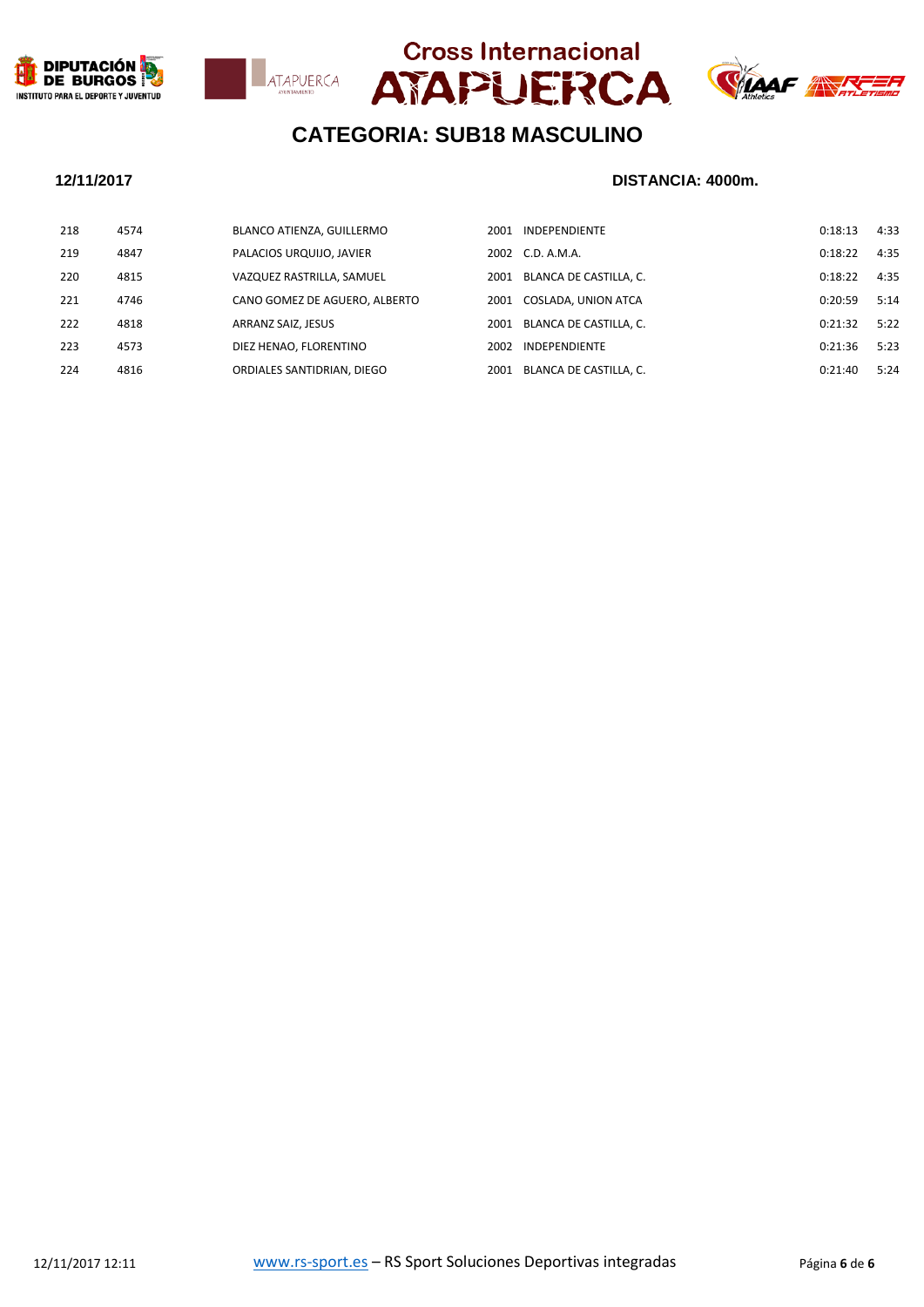# Cross Internacional ATAPUERCA

## CATEGORIA: SUB18 MASCULINO

**12/11/2017** **DISTANCIA: 4000m.**

| | | | | | | |
|---|---|---|---|---|---|---|
| 218 | 4574 | BLANCO ATIENZA, GUILLERMO | 2001 | INDEPENDIENTE | 0:18:13 | 4:33 |
| 219 | 4847 | PALACIOS URQUIJO, JAVIER | 2002 | C.D. A.M.A. | 0:18:22 | 4:35 |
| 220 | 4815 | VAZQUEZ RASTRILLA, SAMUEL | 2001 | BLANCA DE CASTILLA, C. | 0:18:22 | 4:35 |
| 221 | 4746 | CANO GOMEZ DE AGUERO, ALBERTO | 2001 | COSLADA, UNION ATCA | 0:20:59 | 5:14 |
| 222 | 4818 | ARRANZ SAIZ, JESUS | 2001 | BLANCA DE CASTILLA, C. | 0:21:32 | 5:22 |
| 223 | 4573 | DIEZ HENAO, FLORENTINO | 2002 | INDEPENDIENTE | 0:21:36 | 5:23 |
| 224 | 4816 | ORDIALES SANTIDRIAN, DIEGO | 2001 | BLANCA DE CASTILLA, C. | 0:21:40 | 5:24 |

12/11/2017 12:11 www.rs-sport.es – RS Sport Soluciones Deportivas integradas